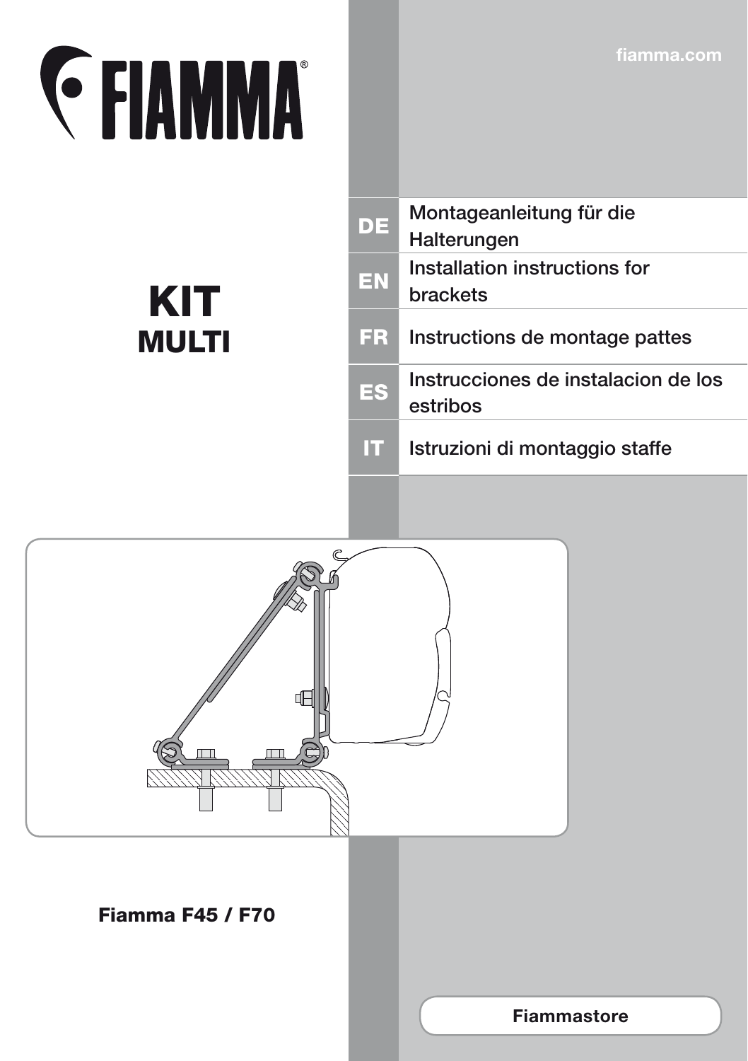# FIAMMA®

fiamma.com

## KIT MULTI

| | |
|---|---|
| **DE** | Montageanleitung für die Halterungen |
| **EN** | Installation instructions for brackets |
| **FR** | Instructions de montage pattes |
| **ES** | Instrucciones de instalacion de los estribos |
| **IT** | Istruzioni di montaggio staffe |

**Fiamma F45 / F70**

**Fiammastore**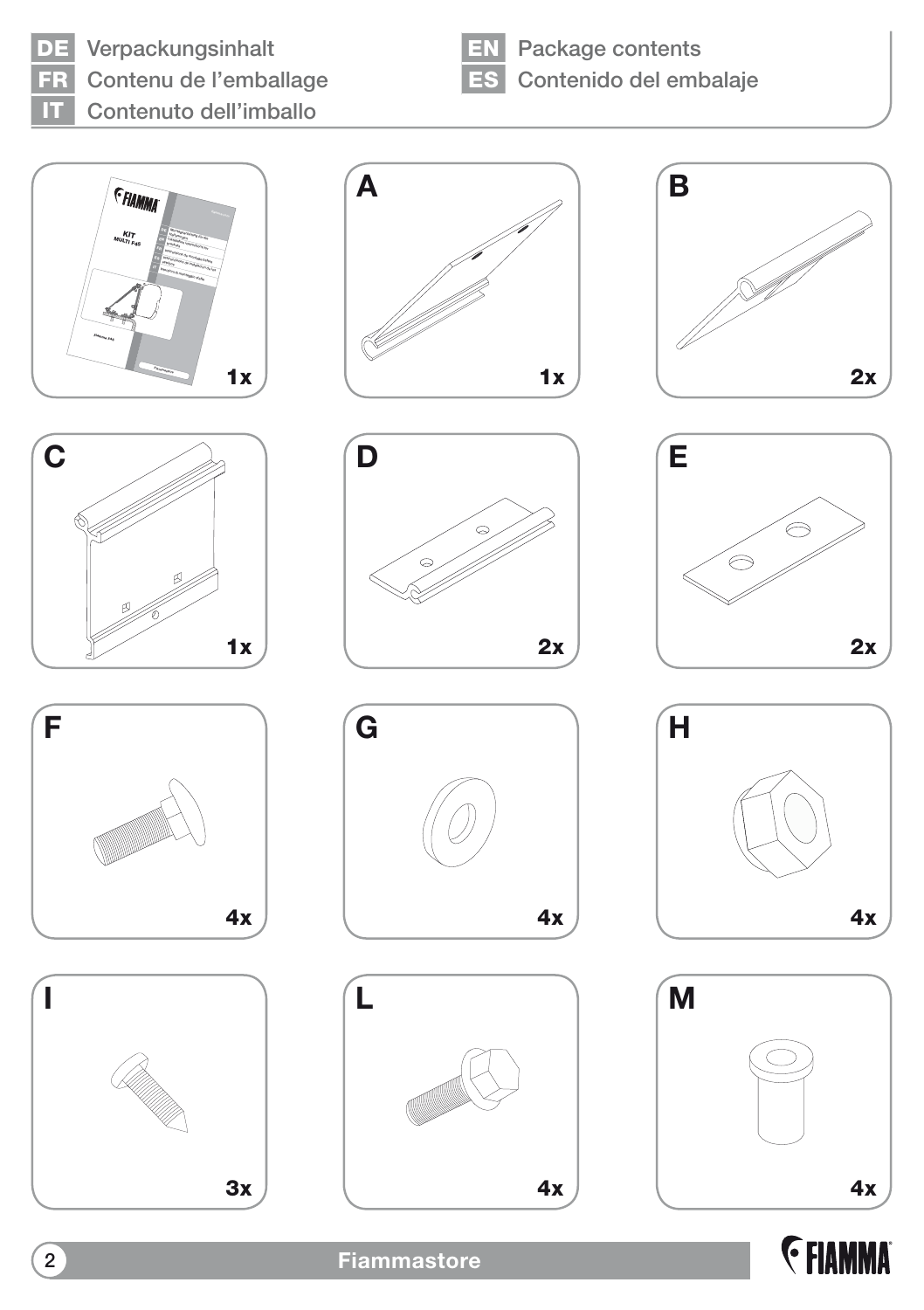**DE** Verpackungsinhalt
**FR** Contenu de l'emballage
**IT** Contenuto dell'imballo
**EN** Package contents
**ES** Contenido del embalaje

| Item | Quantity |
|---|---|
| (Instructions) | 1x |
| A | 1x |
| B | 2x |
| C | 1x |
| D | 2x |
| E | 2x |
| F | 4x |
| G | 4x |
| H | 4x |
| I | 3x |
| L | 4x |
| M | 4x |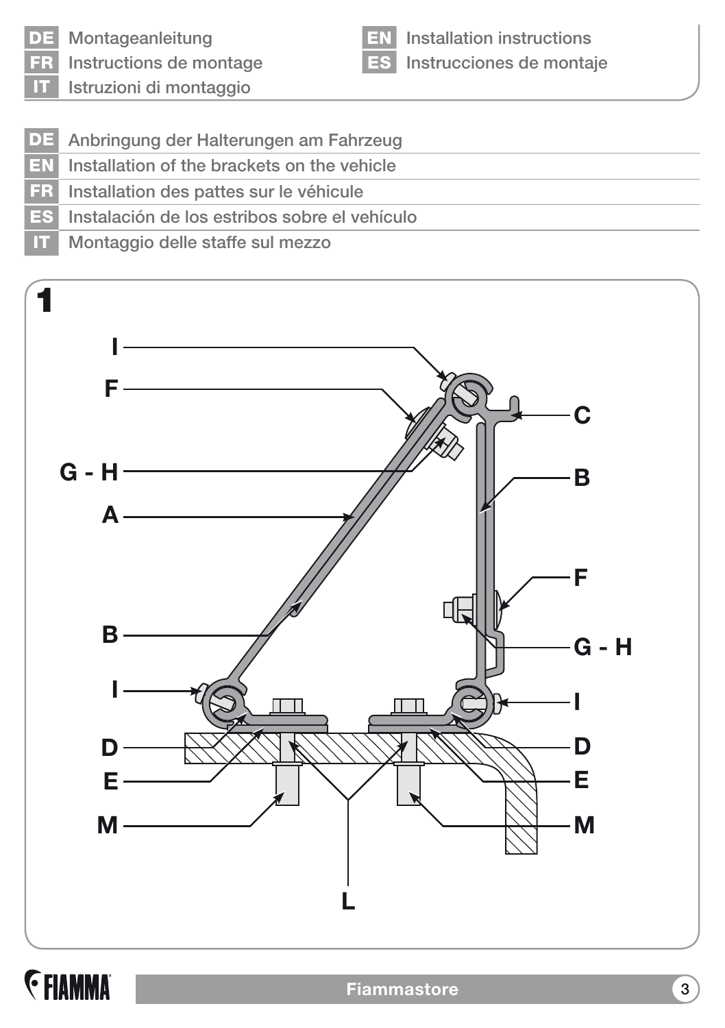**DE** Montageanleitung
**FR** Instructions de montage
**IT** Istruzioni di montaggio
**EN** Installation instructions
**ES** Instrucciones de montaje

**DE** Anbringung der Halterungen am Fahrzeug
**EN** Installation of the brackets on the vehicle
**FR** Installation des pattes sur le véhicule
**ES** Instalación de los estribos sobre el vehículo
**IT** Montaggio delle staffe sul mezzo

**1**

I, F, G - H, A, B, I, D, E, M, L, C, B, F, G - H, I, D, E, M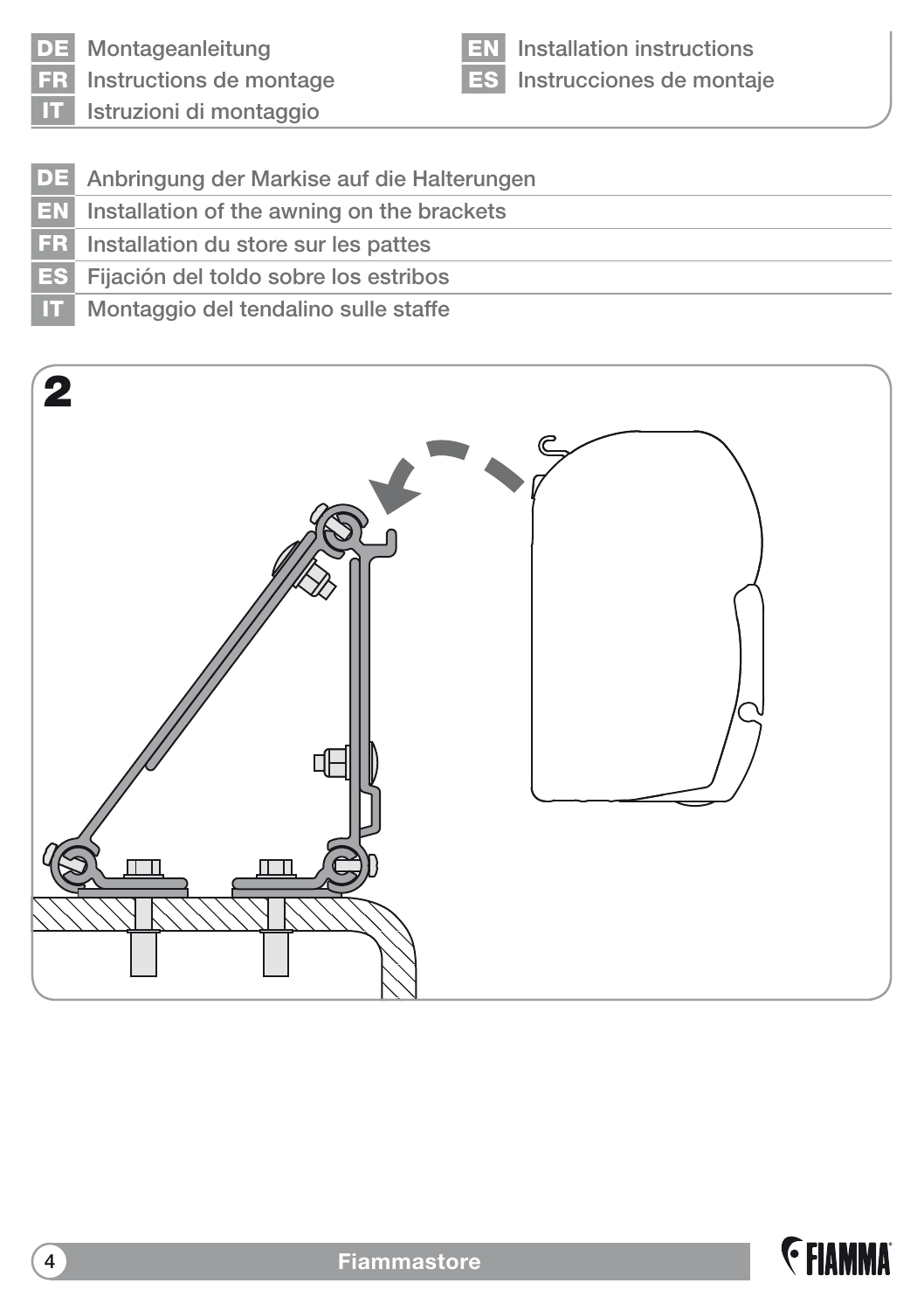**DE** Montageanleitung
**FR** Instructions de montage
**IT** Istruzioni di montaggio
**EN** Installation instructions
**ES** Instrucciones de montaje

**DE** Anbringung der Markise auf die Halterungen
**EN** Installation of the awning on the brackets
**FR** Installation du store sur les pattes
**ES** Fijación del toldo sobre los estribos
**IT** Montaggio del tendalino sulle staffe

**2**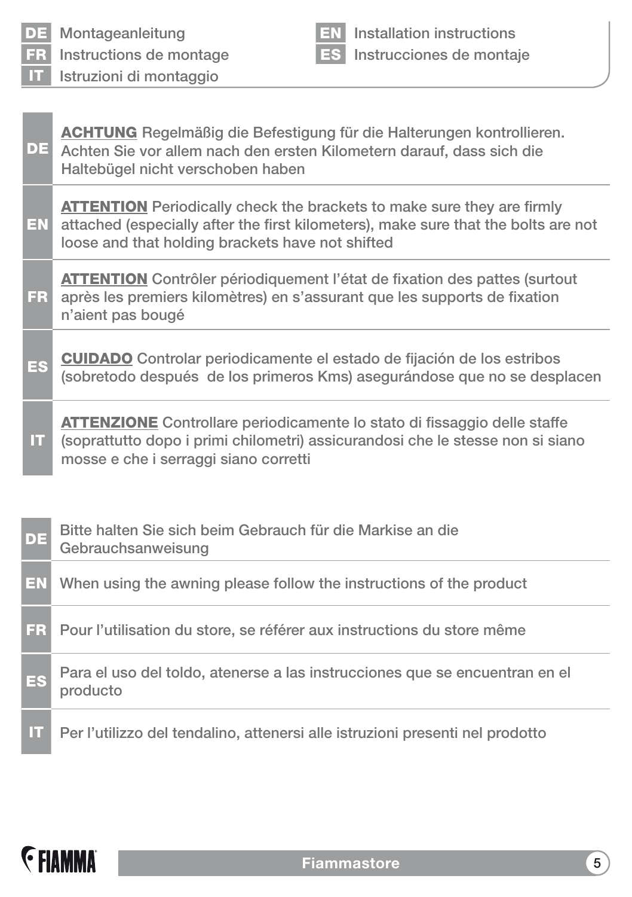**DE** Montageanleitung
**FR** Instructions de montage
**IT** Istruzioni di montaggio
**EN** Installation instructions
**ES** Instrucciones de montaje

**DE** **ACHTUNG** Regelmäßig die Befestigung für die Halterungen kontrollieren. Achten Sie vor allem nach den ersten Kilometern darauf, dass sich die Haltebügel nicht verschoben haben

**EN** **ATTENTION** Periodically check the brackets to make sure they are firmly attached (especially after the first kilometers), make sure that the bolts are not loose and that holding brackets have not shifted

**FR** **ATTENTION** Contrôler périodiquement l'état de fixation des pattes (surtout après les premiers kilomètres) en s'assurant que les supports de fixation n'aient pas bougé

**ES** **CUIDADO** Controlar periodicamente el estado de fijación de los estribos (sobretodo después de los primeros Kms) asegurándose que no se desplacen

**IT** **ATTENZIONE** Controllare periodicamente lo stato di fissaggio delle staffe (soprattutto dopo i primi chilometri) assicurandosi che le stesse non si siano mosse e che i serraggi siano corretti

**DE** Bitte halten Sie sich beim Gebrauch für die Markise an die Gebrauchsanweisung

**EN** When using the awning please follow the instructions of the product

**FR** Pour l'utilisation du store, se référer aux instructions du store même

**ES** Para el uso del toldo, atenerse a las instrucciones que se encuentran en el producto

**IT** Per l'utilizzo del tendalino, attenersi alle istruzioni presenti nel prodotto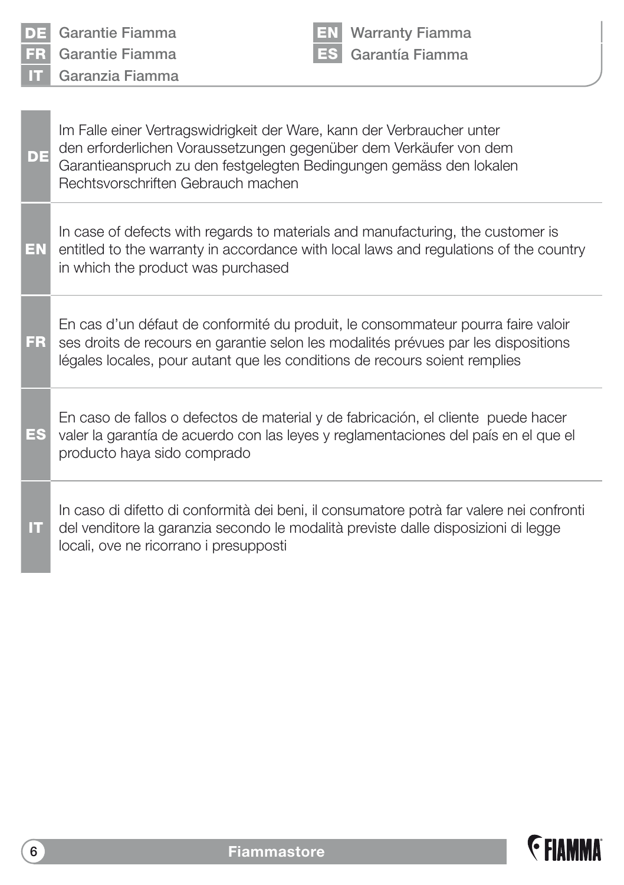**DE** Garantie Fiamma
**FR** Garantie Fiamma
**IT** Garanzia Fiamma
**EN** Warranty Fiamma
**ES** Garantía Fiamma

**DE**

Im Falle einer Vertragswidrigkeit der Ware, kann der Verbraucher unter den erforderlichen Voraussetzungen gegenüber dem Verkäufer von dem Garantieanspruch zu den festgelegten Bedingungen gemäss den lokalen Rechtsvorschriften Gebrauch machen

**EN**

In case of defects with regards to materials and manufacturing, the customer is entitled to the warranty in accordance with local laws and regulations of the country in which the product was purchased

**FR**

En cas d'un défaut de conformité du produit, le consommateur pourra faire valoir ses droits de recours en garantie selon les modalités prévues par les dispositions légales locales, pour autant que les conditions de recours soient remplies

**ES**

En caso de fallos o defectos de material y de fabricación, el cliente puede hacer valer la garantía de acuerdo con las leyes y reglamentaciones del país en el que el producto haya sido comprado

**IT**

In caso di difetto di conformità dei beni, il consumatore potrà far valere nei confronti del venditore la garanzia secondo le modalità previste dalle disposizioni di legge locali, ove ne ricorrano i presupposti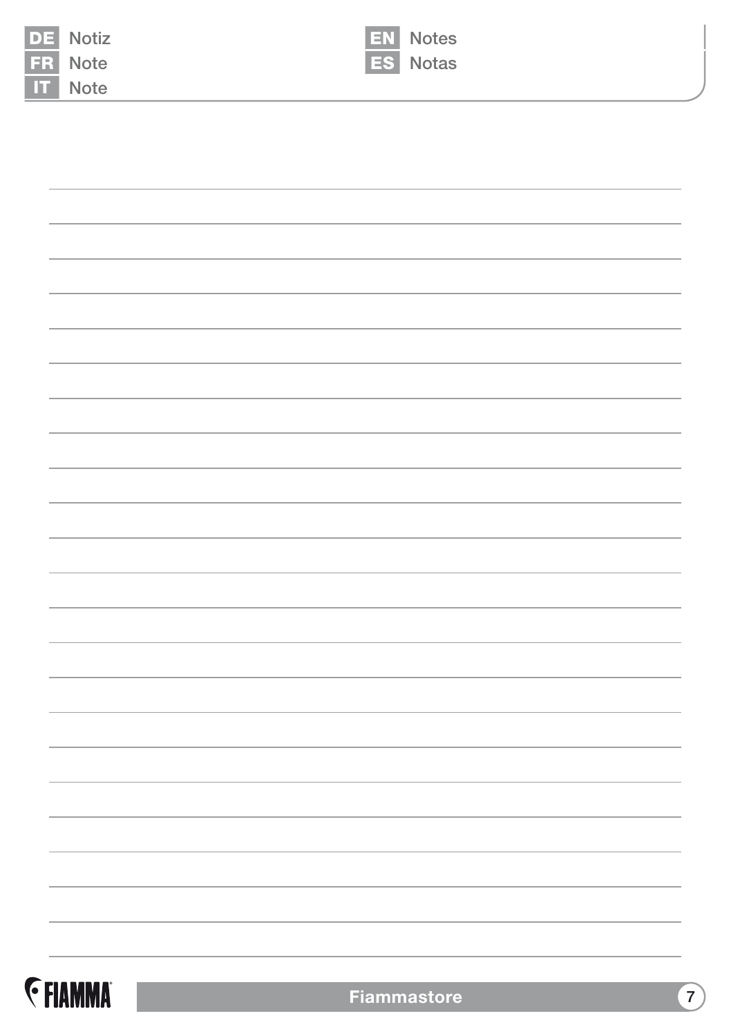DE Notiz
FR Note
IT Note
EN Notes
ES Notas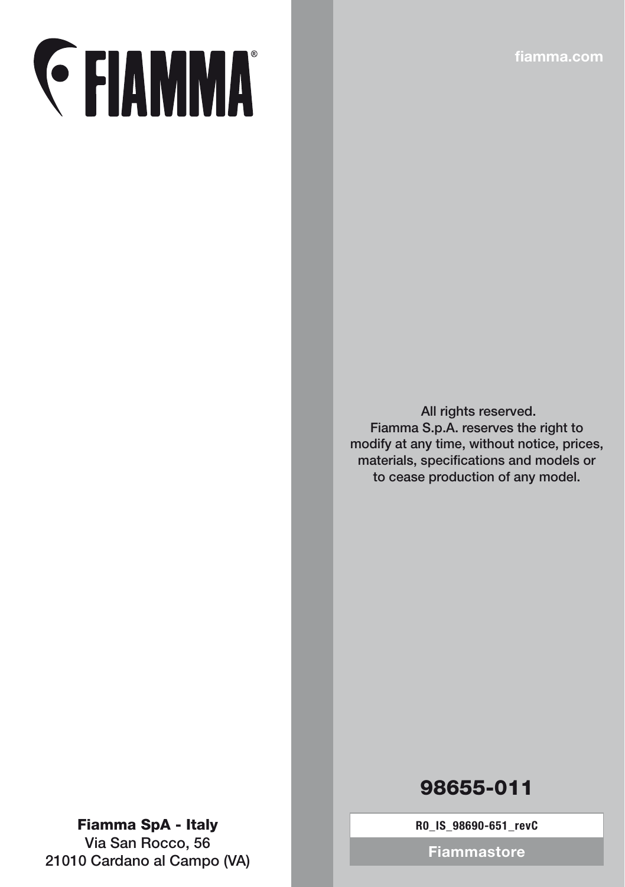FIAMMA®

fiamma.com

All rights reserved.
Fiamma S.p.A. reserves the right to modify at any time, without notice, prices, materials, specifications and models or to cease production of any model.

**98655-011**

R0_IS_98690-651_revC

**Fiammastore**

**Fiamma SpA - Italy**
Via San Rocco, 56
21010 Cardano al Campo (VA)